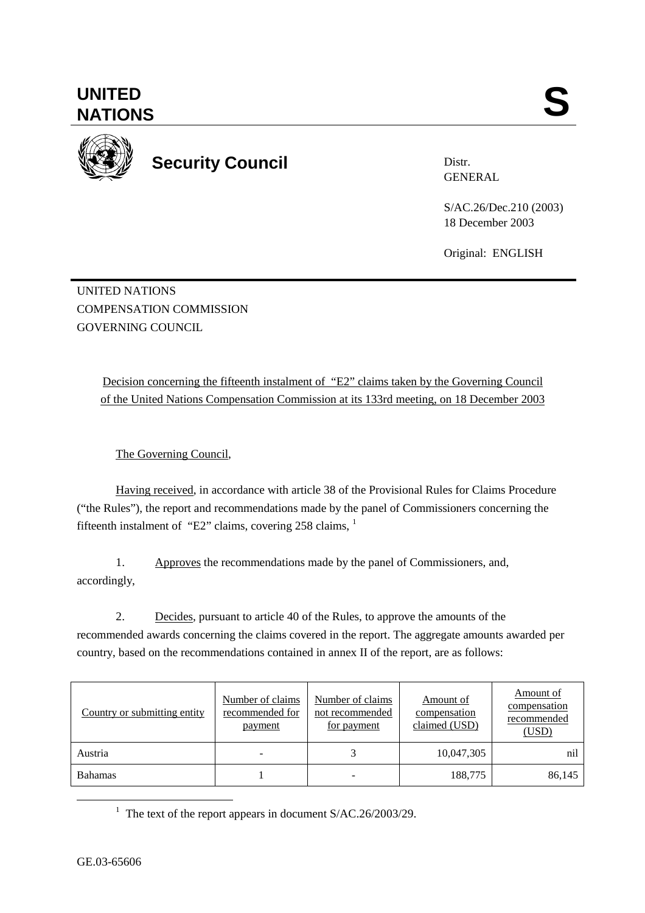# UNITED NATIONS

# S

## Security Council

Distr.
GENERAL

S/AC.26/Dec.210 (2003)
18 December 2003

Original: ENGLISH

UNITED NATIONS
COMPENSATION COMMISSION
GOVERNING COUNCIL

Decision concerning the fifteenth instalment of "E2" claims taken by the Governing Council of the United Nations Compensation Commission at its 133rd meeting, on 18 December 2003

The Governing Council,

Having received, in accordance with article 38 of the Provisional Rules for Claims Procedure ("the Rules"), the report and recommendations made by the panel of Commissioners concerning the fifteenth instalment of "E2" claims, covering 258 claims, [1]

1. Approves the recommendations made by the panel of Commissioners, and, accordingly,

2. Decides, pursuant to article 40 of the Rules, to approve the amounts of the recommended awards concerning the claims covered in the report. The aggregate amounts awarded per country, based on the recommendations contained in annex II of the report, are as follows:

| Country or submitting entity | Number of claims recommended for payment | Number of claims not recommended for payment | Amount of compensation claimed (USD) | Amount of compensation recommended (USD) |
|---|---|---|---|---|
| Austria | - | 3 | 10,047,305 | nil |
| Bahamas | 1 | - | 188,775 | 86,145 |

[1] The text of the report appears in document S/AC.26/2003/29.

GE.03-65606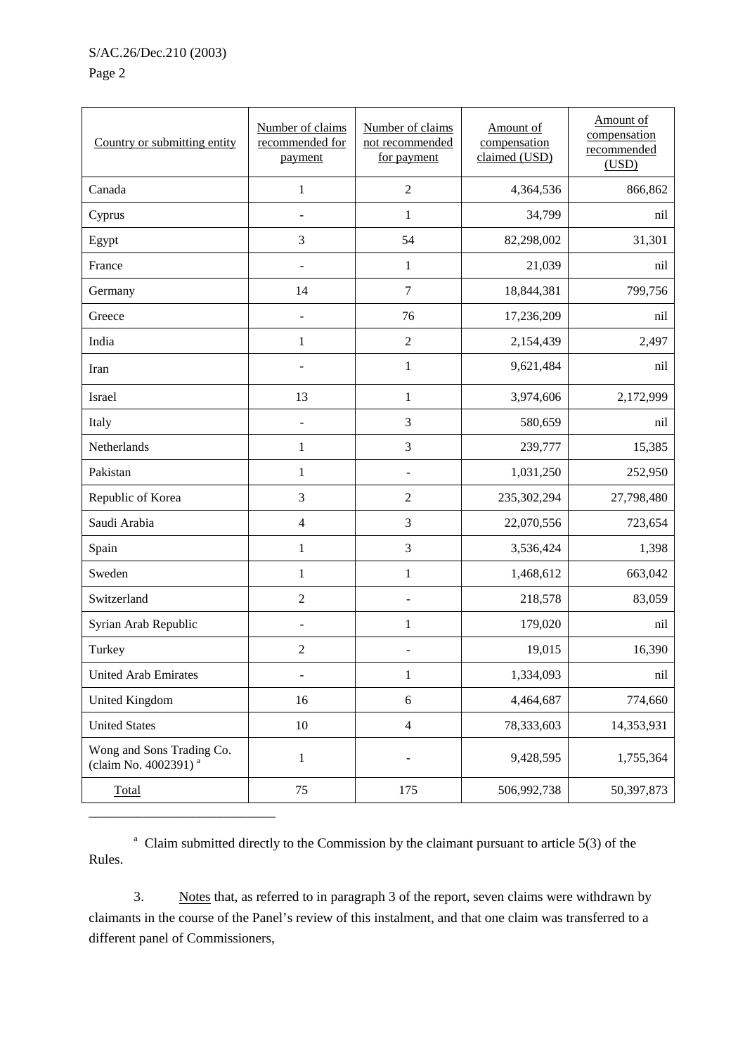| Country or submitting entity | Number of claims recommended for payment | Number of claims not recommended for payment | Amount of compensation claimed (USD) | Amount of compensation recommended (USD) |
|---|---|---|---|---|
| Canada | 1 | 2 | 4,364,536 | 866,862 |
| Cyprus | - | 1 | 34,799 | nil |
| Egypt | 3 | 54 | 82,298,002 | 31,301 |
| France | - | 1 | 21,039 | nil |
| Germany | 14 | 7 | 18,844,381 | 799,756 |
| Greece | - | 76 | 17,236,209 | nil |
| India | 1 | 2 | 2,154,439 | 2,497 |
| Iran | - | 1 | 9,621,484 | nil |
| Israel | 13 | 1 | 3,974,606 | 2,172,999 |
| Italy | - | 3 | 580,659 | nil |
| Netherlands | 1 | 3 | 239,777 | 15,385 |
| Pakistan | 1 | - | 1,031,250 | 252,950 |
| Republic of Korea | 3 | 2 | 235,302,294 | 27,798,480 |
| Saudi Arabia | 4 | 3 | 22,070,556 | 723,654 |
| Spain | 1 | 3 | 3,536,424 | 1,398 |
| Sweden | 1 | 1 | 1,468,612 | 663,042 |
| Switzerland | 2 | - | 218,578 | 83,059 |
| Syrian Arab Republic | - | 1 | 179,020 | nil |
| Turkey | 2 | - | 19,015 | 16,390 |
| United Arab Emirates | - | 1 | 1,334,093 | nil |
| United Kingdom | 16 | 6 | 4,464,687 | 774,660 |
| United States | 10 | 4 | 78,333,603 | 14,353,931 |
| Wong and Sons Trading Co. (claim No. 4002391) [a] | 1 | - | 9,428,595 | 1,755,364 |
| Total | 75 | 175 | 506,992,738 | 50,397,873 |

[a] Claim submitted directly to the Commission by the claimant pursuant to article 5(3) of the Rules.

3. Notes that, as referred to in paragraph 3 of the report, seven claims were withdrawn by claimants in the course of the Panel's review of this instalment, and that one claim was transferred to a different panel of Commissioners,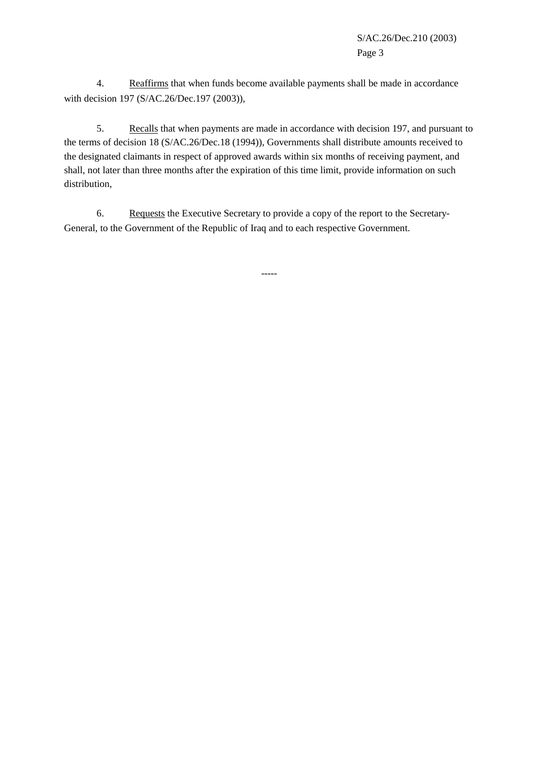4. Reaffirms that when funds become available payments shall be made in accordance with decision 197 (S/AC.26/Dec.197 (2003)),

5. Recalls that when payments are made in accordance with decision 197, and pursuant to the terms of decision 18 (S/AC.26/Dec.18 (1994)), Governments shall distribute amounts received to the designated claimants in respect of approved awards within six months of receiving payment, and shall, not later than three months after the expiration of this time limit, provide information on such distribution,

6. Requests the Executive Secretary to provide a copy of the report to the Secretary-General, to the Government of the Republic of Iraq and to each respective Government.

-----